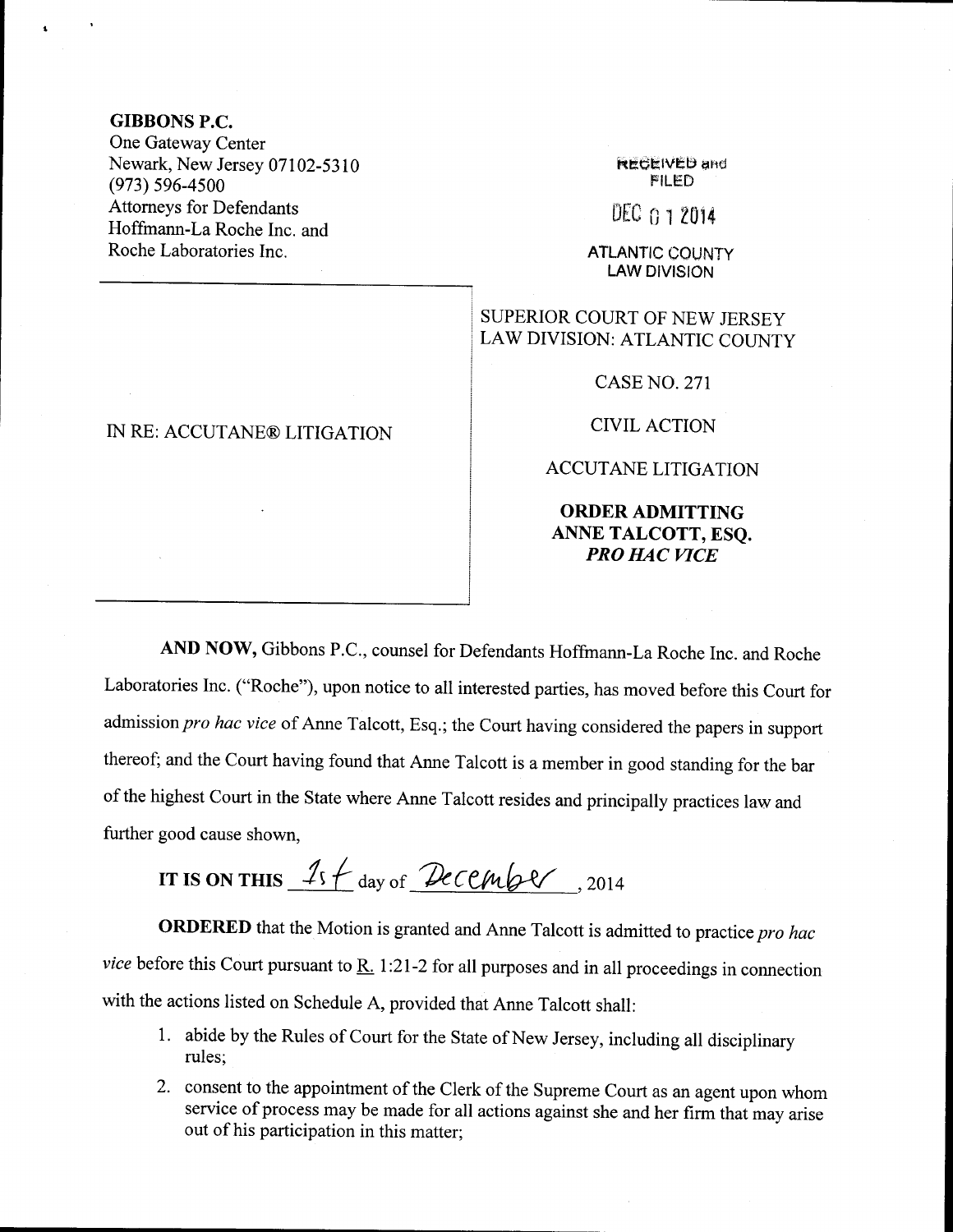**GIBBONS P.C.**
One Gateway Center
Newark, New Jersey 07102-5310
(973) 596-4500
Attorneys for Defendants
Hoffmann-La Roche Inc. and
Roche Laboratories Inc.

RECEIVED and
FILED

DEC 01 2014

ATLANTIC COUNTY
LAW DIVISION

IN RE: ACCUTANE® LITIGATION

SUPERIOR COURT OF NEW JERSEY
LAW DIVISION: ATLANTIC COUNTY

CASE NO. 271

CIVIL ACTION

ACCUTANE LITIGATION

**ORDER ADMITTING ANNE TALCOTT, ESQ. *PRO HAC VICE***

**AND NOW,** Gibbons P.C., counsel for Defendants Hoffmann-La Roche Inc. and Roche Laboratories Inc. ("Roche"), upon notice to all interested parties, has moved before this Court for admission *pro hac vice* of Anne Talcott, Esq.; the Court having considered the papers in support thereof; and the Court having found that Anne Talcott is a member in good standing for the bar of the highest Court in the State where Anne Talcott resides and principally practices law and further good cause shown,

**IT IS ON THIS** 1st day of December, 2014

**ORDERED** that the Motion is granted and Anne Talcott is admitted to practice *pro hac vice* before this Court pursuant to R. 1:21-2 for all purposes and in all proceedings in connection with the actions listed on Schedule A, provided that Anne Talcott shall:

1. abide by the Rules of Court for the State of New Jersey, including all disciplinary rules;
2. consent to the appointment of the Clerk of the Supreme Court as an agent upon whom service of process may be made for all actions against she and her firm that may arise out of his participation in this matter;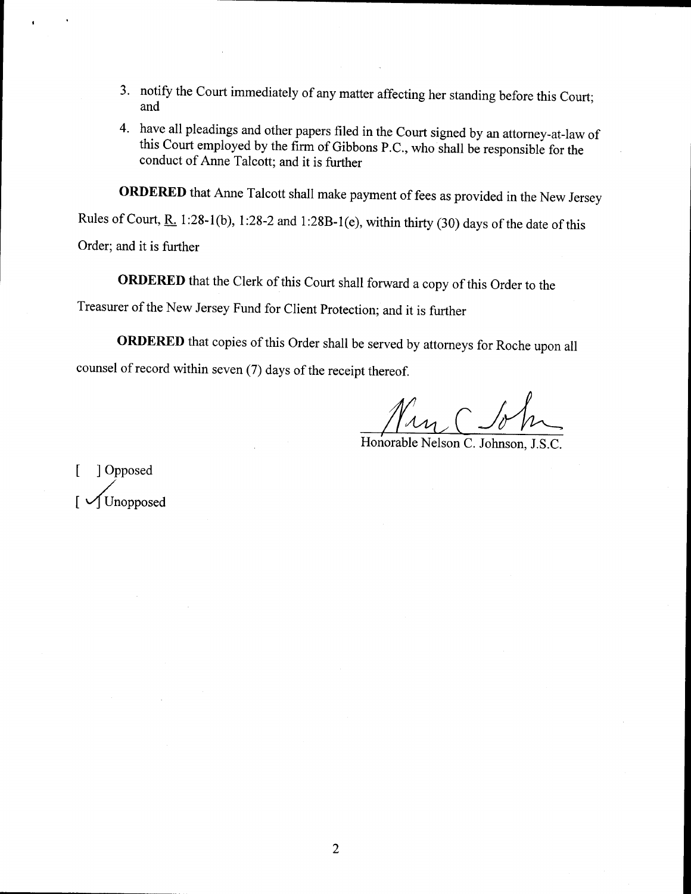3. notify the Court immediately of any matter affecting her standing before this Court; and

4. have all pleadings and other papers filed in the Court signed by an attorney-at-law of this Court employed by the firm of Gibbons P.C., who shall be responsible for the conduct of Anne Talcott; and it is further

**ORDERED** that Anne Talcott shall make payment of fees as provided in the New Jersey Rules of Court, R. 1:28-1(b), 1:28-2 and 1:28B-1(e), within thirty (30) days of the date of this Order; and it is further

**ORDERED** that the Clerk of this Court shall forward a copy of this Order to the Treasurer of the New Jersey Fund for Client Protection; and it is further

**ORDERED** that copies of this Order shall be served by attorneys for Roche upon all counsel of record within seven (7) days of the receipt thereof.

Honorable Nelson C. Johnson, J.S.C.

[ ] Opposed

[ ✓] Unopposed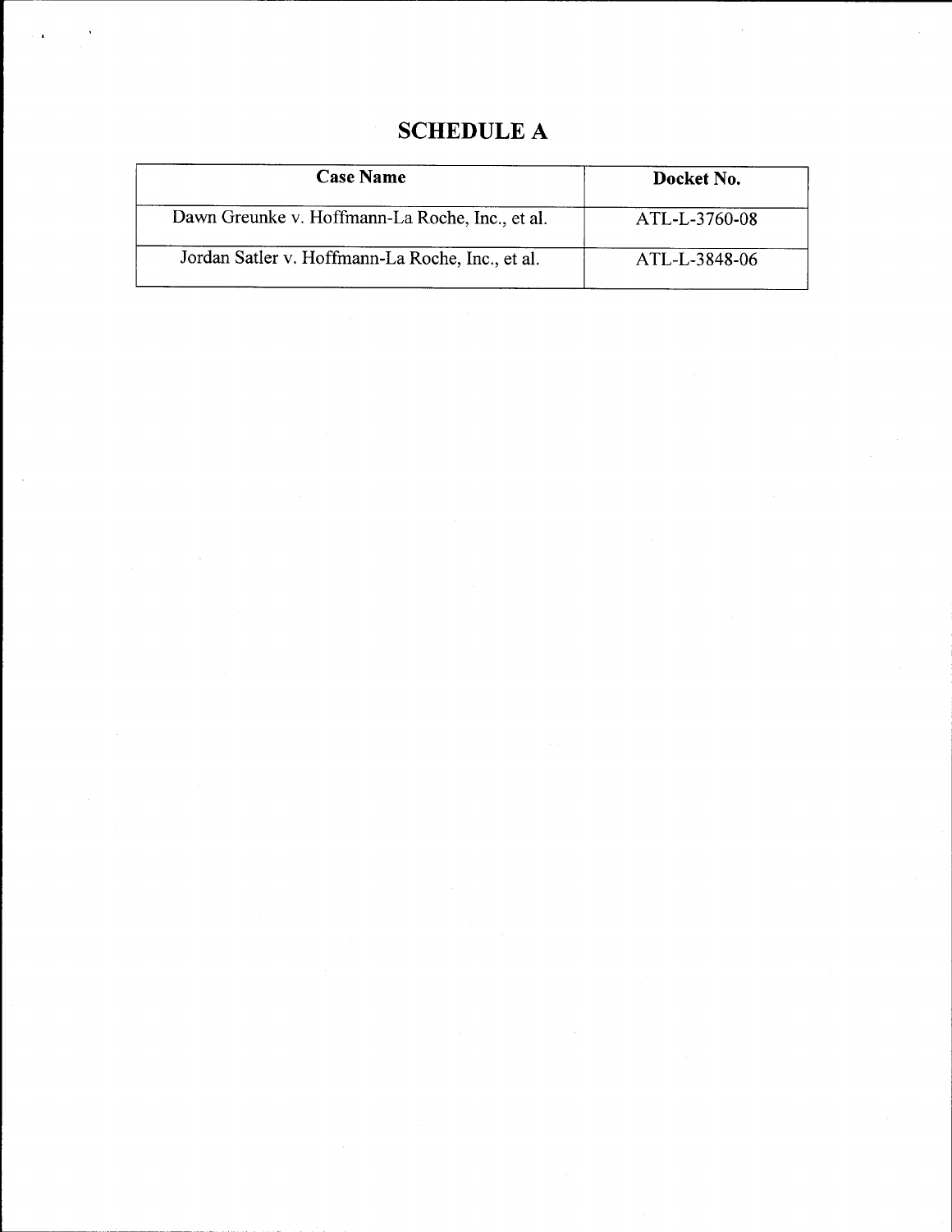# SCHEDULE A

| Case Name | Docket No. |
| --- | --- |
| Dawn Greunke v. Hoffmann-La Roche, Inc., et al. | ATL-L-3760-08 |
| Jordan Satler v. Hoffmann-La Roche, Inc., et al. | ATL-L-3848-06 |